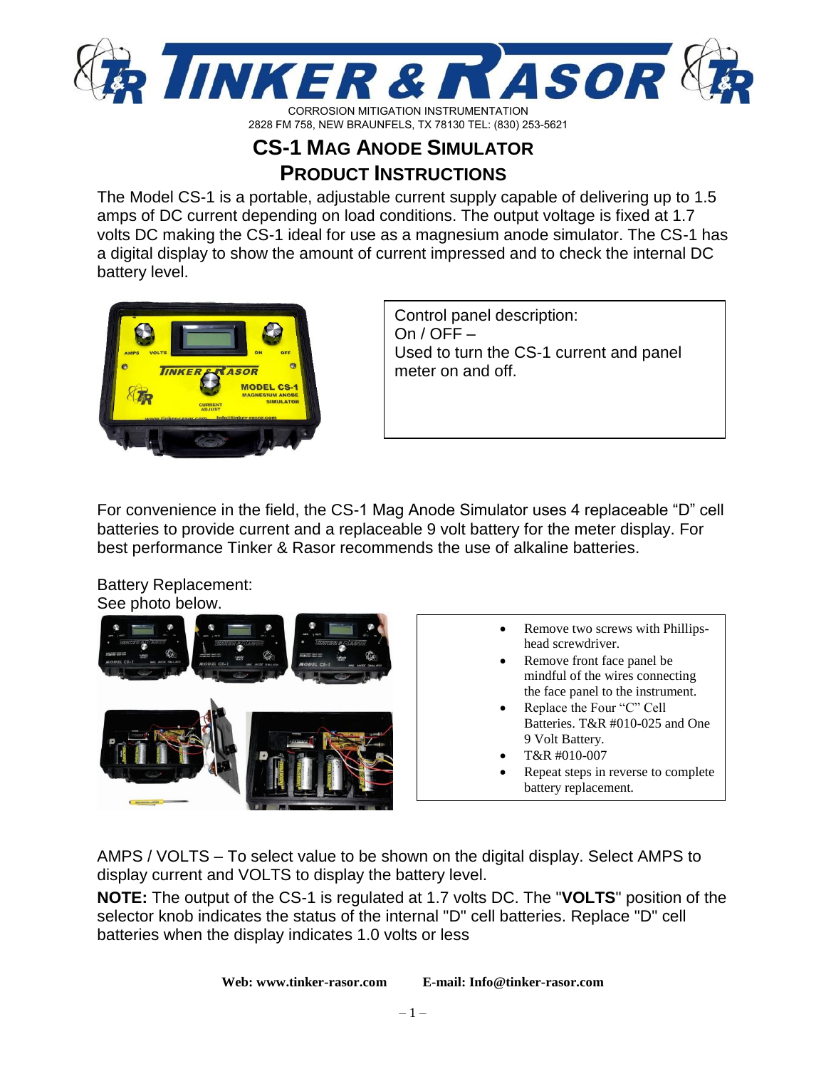# TINKER & RASOR

CORROSION MITIGATION INSTRUMENTATION
2828 FM 758, NEW BRAUNFELS, TX 78130 TEL: (830) 253-5621

## CS-1 MAG ANODE SIMULATOR
## PRODUCT INSTRUCTIONS

The Model CS-1 is a portable, adjustable current supply capable of delivering up to 1.5 amps of DC current depending on load conditions. The output voltage is fixed at 1.7 volts DC making the CS-1 ideal for use as a magnesium anode simulator. The CS-1 has a digital display to show the amount of current impressed and to check the internal DC battery level.

Control panel description:
On / OFF –
Used to turn the CS-1 current and panel meter on and off.

For convenience in the field, the CS-1 Mag Anode Simulator uses 4 replaceable "D" cell batteries to provide current and a replaceable 9 volt battery for the meter display. For best performance Tinker & Rasor recommends the use of alkaline batteries.

Battery Replacement:
See photo below.

- Remove two screws with Phillips-head screwdriver.
- Remove front face panel be mindful of the wires connecting the face panel to the instrument.
- Replace the Four "C" Cell Batteries. T&R #010-025 and One 9 Volt Battery.
- T&R #010-007
- Repeat steps in reverse to complete battery replacement.

AMPS / VOLTS – To select value to be shown on the digital display. Select AMPS to display current and VOLTS to display the battery level.

**NOTE:** The output of the CS-1 is regulated at 1.7 volts DC. The "**VOLTS**" position of the selector knob indicates the status of the internal "D" cell batteries. Replace "D" cell batteries when the display indicates 1.0 volts or less

**Web: www.tinker-rasor.com E-mail: Info@tinker-rasor.com**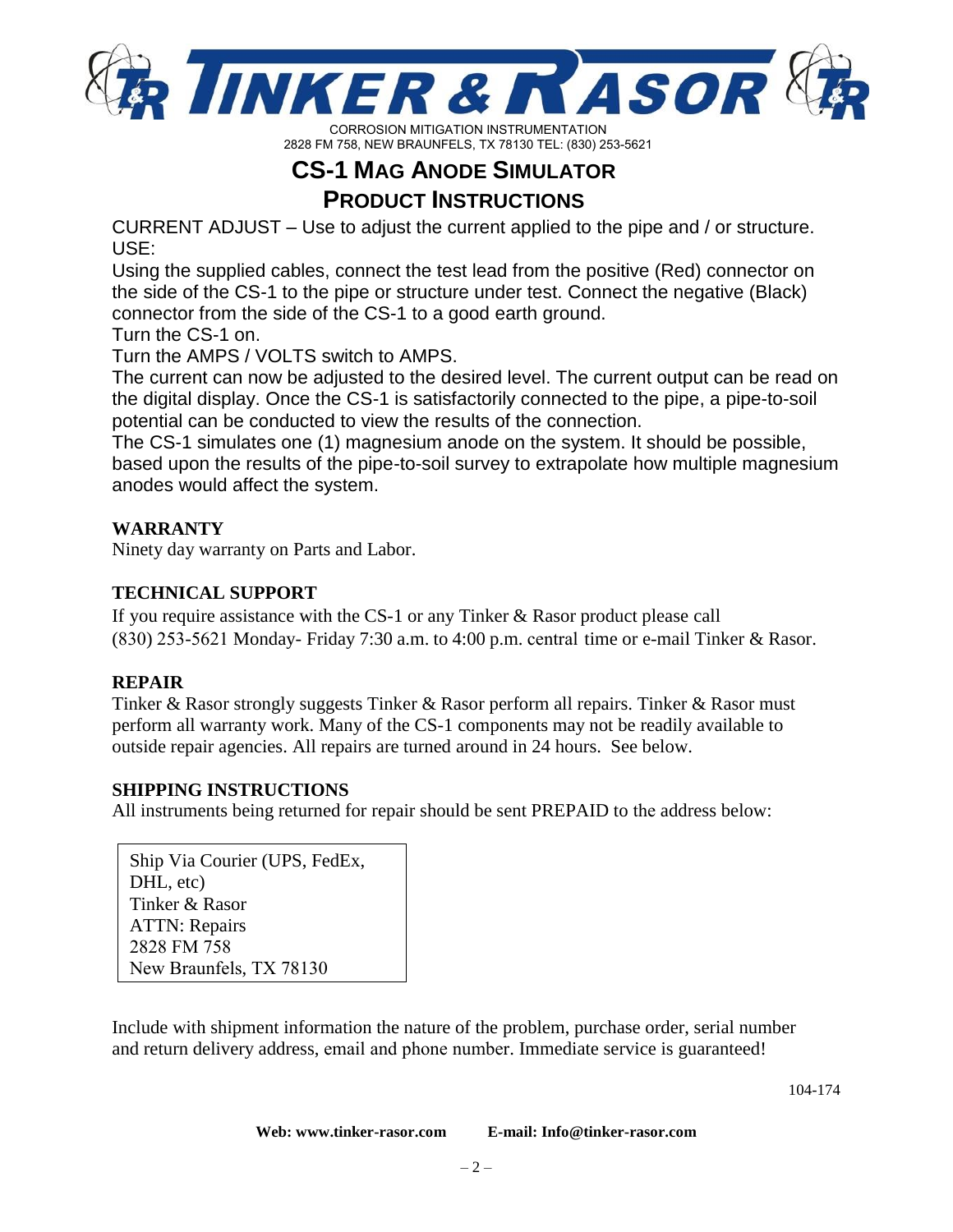# TINKER & RASOR

CORROSION MITIGATION INSTRUMENTATION
2828 FM 758, NEW BRAUNFELS, TX 78130 TEL: (830) 253-5621

## CS-1 MAG ANODE SIMULATOR
## PRODUCT INSTRUCTIONS

CURRENT ADJUST – Use to adjust the current applied to the pipe and / or structure.
USE:
Using the supplied cables, connect the test lead from the positive (Red) connector on the side of the CS-1 to the pipe or structure under test. Connect the negative (Black) connector from the side of the CS-1 to a good earth ground.
Turn the CS-1 on.
Turn the AMPS / VOLTS switch to AMPS.
The current can now be adjusted to the desired level. The current output can be read on the digital display. Once the CS-1 is satisfactorily connected to the pipe, a pipe-to-soil potential can be conducted to view the results of the connection.
The CS-1 simulates one (1) magnesium anode on the system. It should be possible, based upon the results of the pipe-to-soil survey to extrapolate how multiple magnesium anodes would affect the system.

### WARRANTY

Ninety day warranty on Parts and Labor.

### TECHNICAL SUPPORT

If you require assistance with the CS-1 or any Tinker & Rasor product please call (830) 253-5621 Monday- Friday 7:30 a.m. to 4:00 p.m. central time or e-mail Tinker & Rasor.

### REPAIR

Tinker & Rasor strongly suggests Tinker & Rasor perform all repairs. Tinker & Rasor must perform all warranty work. Many of the CS-1 components may not be readily available to outside repair agencies. All repairs are turned around in 24 hours. See below.

### SHIPPING INSTRUCTIONS

All instruments being returned for repair should be sent PREPAID to the address below:

Ship Via Courier (UPS, FedEx, DHL, etc)
Tinker & Rasor
ATTN: Repairs
2828 FM 758
New Braunfels, TX 78130

Include with shipment information the nature of the problem, purchase order, serial number and return delivery address, email and phone number. Immediate service is guaranteed!

104-174

**Web: www.tinker-rasor.com** **E-mail: Info@tinker-rasor.com**